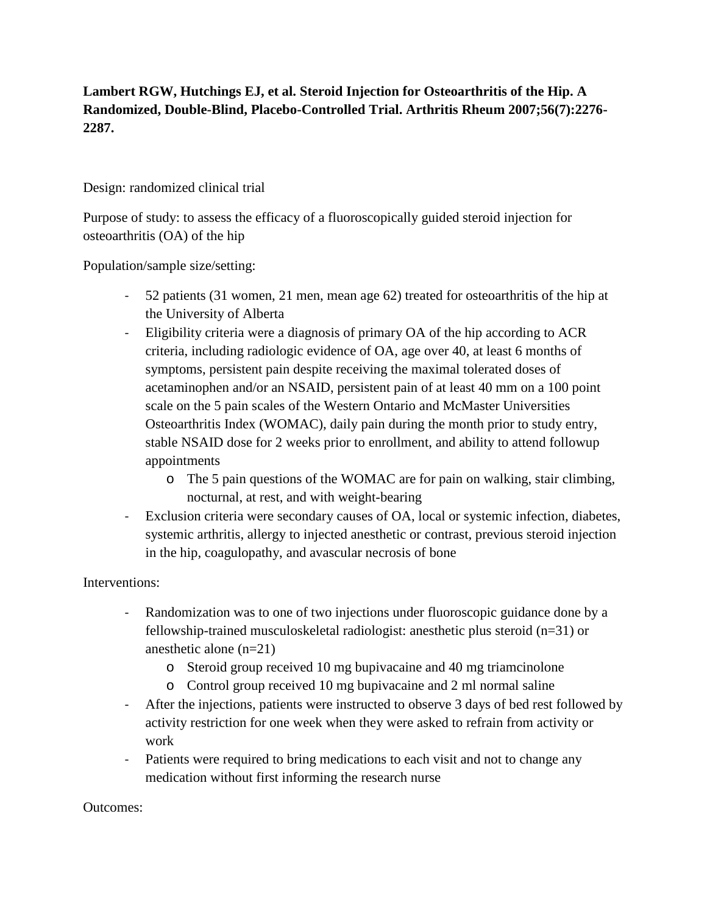**Lambert RGW, Hutchings EJ, et al. Steroid Injection for Osteoarthritis of the Hip. A Randomized, Double-Blind, Placebo-Controlled Trial. Arthritis Rheum 2007;56(7):2276-2287.**

Design: randomized clinical trial

Purpose of study: to assess the efficacy of a fluoroscopically guided steroid injection for osteoarthritis (OA) of the hip

Population/sample size/setting:

- 52 patients (31 women, 21 men, mean age 62) treated for osteoarthritis of the hip at the University of Alberta
- Eligibility criteria were a diagnosis of primary OA of the hip according to ACR criteria, including radiologic evidence of OA, age over 40, at least 6 months of symptoms, persistent pain despite receiving the maximal tolerated doses of acetaminophen and/or an NSAID, persistent pain of at least 40 mm on a 100 point scale on the 5 pain scales of the Western Ontario and McMaster Universities Osteoarthritis Index (WOMAC), daily pain during the month prior to study entry, stable NSAID dose for 2 weeks prior to enrollment, and ability to attend followup appointments
  - The 5 pain questions of the WOMAC are for pain on walking, stair climbing, nocturnal, at rest, and with weight-bearing
- Exclusion criteria were secondary causes of OA, local or systemic infection, diabetes, systemic arthritis, allergy to injected anesthetic or contrast, previous steroid injection in the hip, coagulopathy, and avascular necrosis of bone

Interventions:

- Randomization was to one of two injections under fluoroscopic guidance done by a fellowship-trained musculoskeletal radiologist: anesthetic plus steroid (n=31) or anesthetic alone (n=21)
  - Steroid group received 10 mg bupivacaine and 40 mg triamcinolone
  - Control group received 10 mg bupivacaine and 2 ml normal saline
- After the injections, patients were instructed to observe 3 days of bed rest followed by activity restriction for one week when they were asked to refrain from activity or work
- Patients were required to bring medications to each visit and not to change any medication without first informing the research nurse

Outcomes: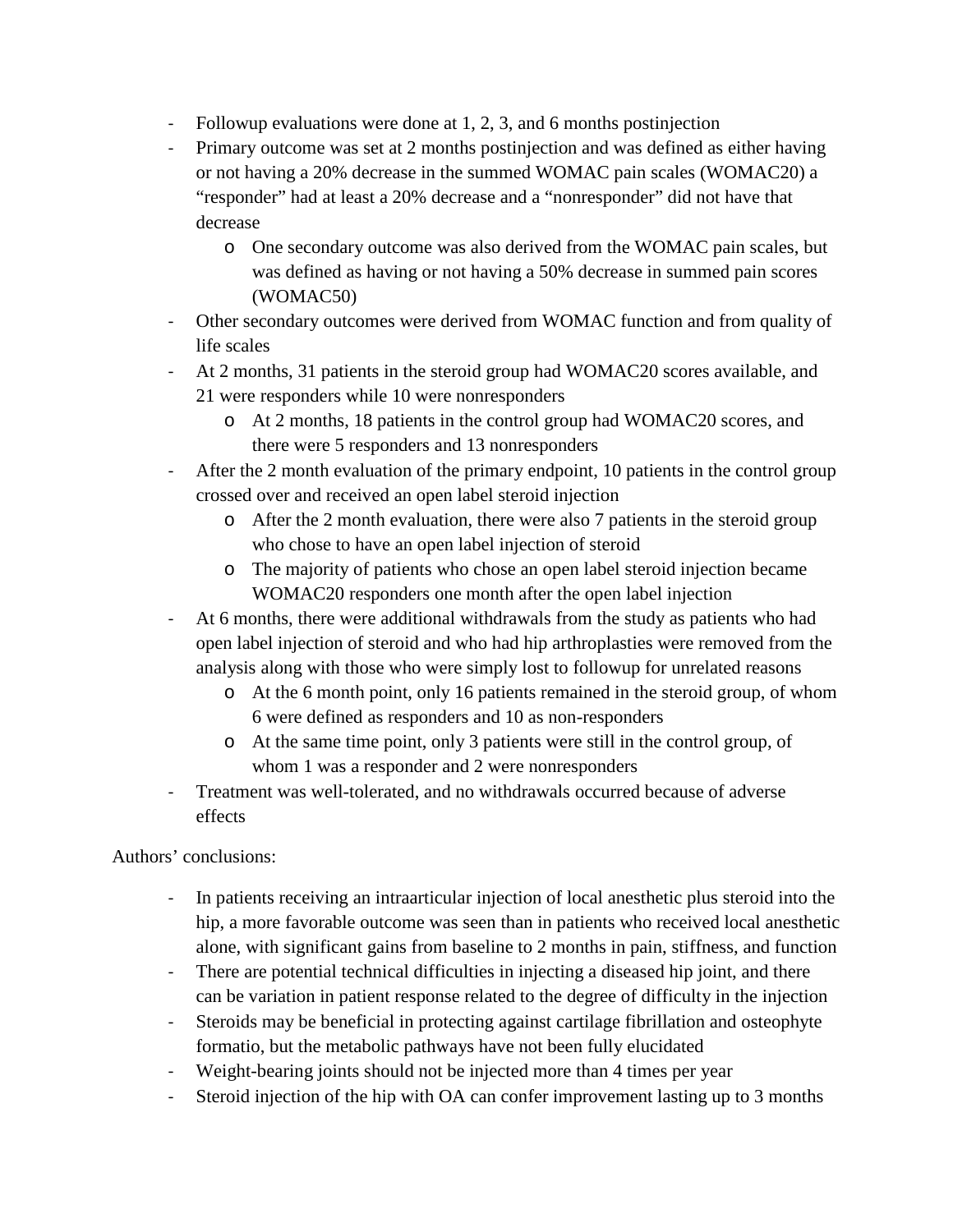- Followup evaluations were done at 1, 2, 3, and 6 months postinjection
- Primary outcome was set at 2 months postinjection and was defined as either having or not having a 20% decrease in the summed WOMAC pain scales (WOMAC20) a "responder" had at least a 20% decrease and a "nonresponder" did not have that decrease
    - One secondary outcome was also derived from the WOMAC pain scales, but was defined as having or not having a 50% decrease in summed pain scores (WOMAC50)
- Other secondary outcomes were derived from WOMAC function and from quality of life scales
- At 2 months, 31 patients in the steroid group had WOMAC20 scores available, and 21 were responders while 10 were nonresponders
    - At 2 months, 18 patients in the control group had WOMAC20 scores, and there were 5 responders and 13 nonresponders
- After the 2 month evaluation of the primary endpoint, 10 patients in the control group crossed over and received an open label steroid injection
    - After the 2 month evaluation, there were also 7 patients in the steroid group who chose to have an open label injection of steroid
    - The majority of patients who chose an open label steroid injection became WOMAC20 responders one month after the open label injection
- At 6 months, there were additional withdrawals from the study as patients who had open label injection of steroid and who had hip arthroplasties were removed from the analysis along with those who were simply lost to followup for unrelated reasons
    - At the 6 month point, only 16 patients remained in the steroid group, of whom 6 were defined as responders and 10 as non-responders
    - At the same time point, only 3 patients were still in the control group, of whom 1 was a responder and 2 were nonresponders
- Treatment was well-tolerated, and no withdrawals occurred because of adverse effects

Authors' conclusions:

- In patients receiving an intraarticular injection of local anesthetic plus steroid into the hip, a more favorable outcome was seen than in patients who received local anesthetic alone, with significant gains from baseline to 2 months in pain, stiffness, and function
- There are potential technical difficulties in injecting a diseased hip joint, and there can be variation in patient response related to the degree of difficulty in the injection
- Steroids may be beneficial in protecting against cartilage fibrillation and osteophyte formatio, but the metabolic pathways have not been fully elucidated
- Weight-bearing joints should not be injected more than 4 times per year
- Steroid injection of the hip with OA can confer improvement lasting up to 3 months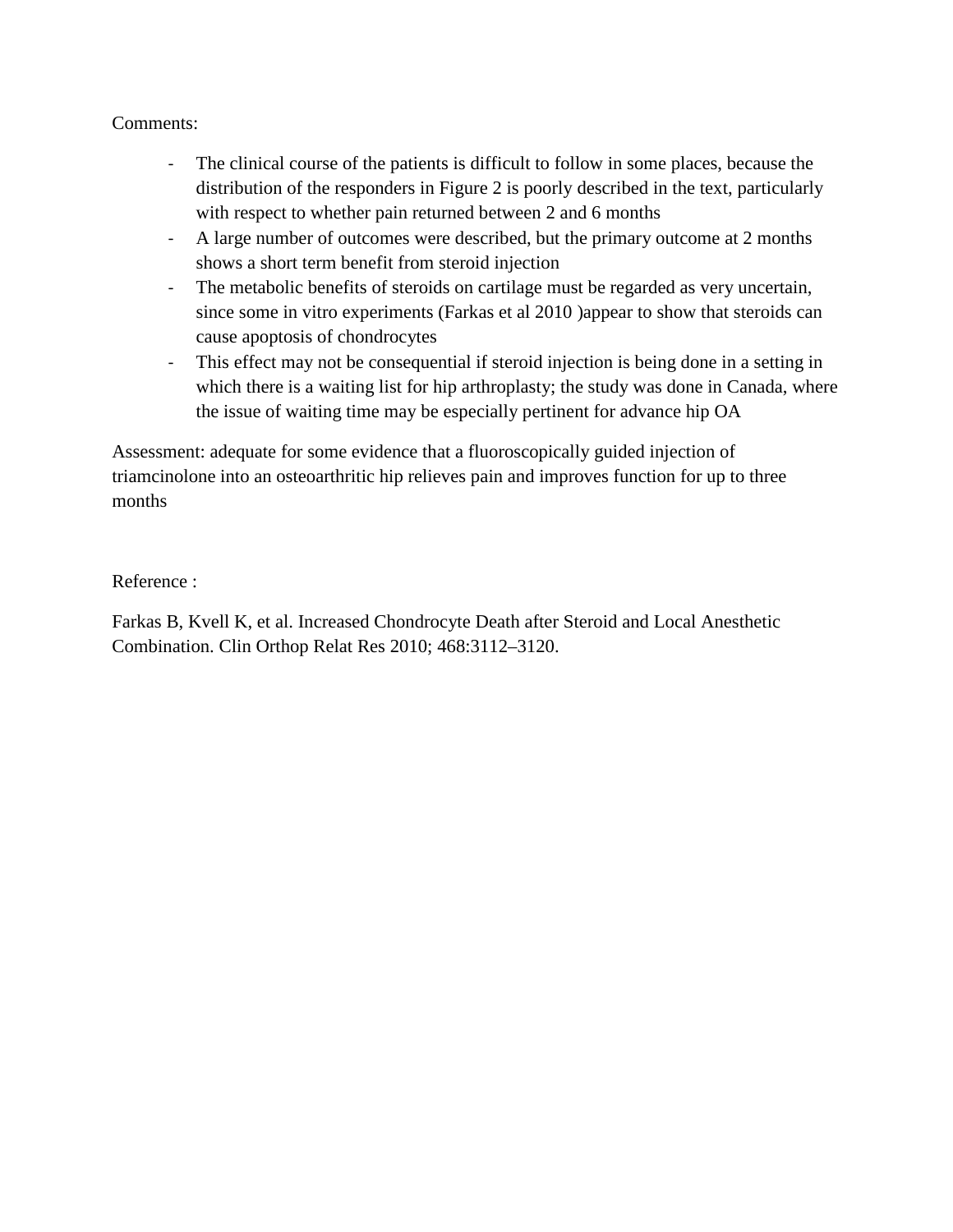Comments:

- The clinical course of the patients is difficult to follow in some places, because the distribution of the responders in Figure 2 is poorly described in the text, particularly with respect to whether pain returned between 2 and 6 months
- A large number of outcomes were described, but the primary outcome at 2 months shows a short term benefit from steroid injection
- The metabolic benefits of steroids on cartilage must be regarded as very uncertain, since some in vitro experiments (Farkas et al 2010 )appear to show that steroids can cause apoptosis of chondrocytes
- This effect may not be consequential if steroid injection is being done in a setting in which there is a waiting list for hip arthroplasty; the study was done in Canada, where the issue of waiting time may be especially pertinent for advance hip OA

Assessment: adequate for some evidence that a fluoroscopically guided injection of triamcinolone into an osteoarthritic hip relieves pain and improves function for up to three months

Reference :

Farkas B, Kvell K, et al. Increased Chondrocyte Death after Steroid and Local Anesthetic Combination. Clin Orthop Relat Res 2010; 468:3112–3120.